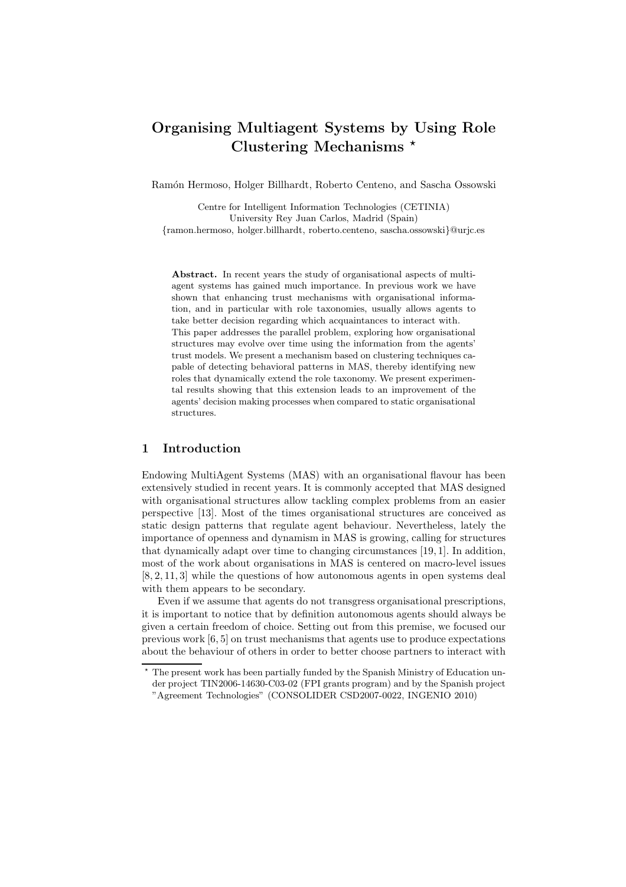# Organising Multiagent Systems by Using Role Clustering Mechanisms *

Ramón Hermoso, Holger Billhardt, Roberto Centeno, and Sascha Ossowski

Centre for Intelligent Information Technologies (CETINIA)
University Rey Juan Carlos, Madrid (Spain)
{ramon.hermoso, holger.billhardt, roberto.centeno, sascha.ossowski}@urjc.es

**Abstract.** In recent years the study of organisational aspects of multiagent systems has gained much importance. In previous work we have shown that enhancing trust mechanisms with organisational information, and in particular with role taxonomies, usually allows agents to take better decision regarding which acquaintances to interact with. This paper addresses the parallel problem, exploring how organisational structures may evolve over time using the information from the agents' trust models. We present a mechanism based on clustering techniques capable of detecting behavioral patterns in MAS, thereby identifying new roles that dynamically extend the role taxonomy. We present experimental results showing that this extension leads to an improvement of the agents' decision making processes when compared to static organisational structures.

## 1 Introduction

Endowing MultiAgent Systems (MAS) with an organisational flavour has been extensively studied in recent years. It is commonly accepted that MAS designed with organisational structures allow tackling complex problems from an easier perspective [13]. Most of the times organisational structures are conceived as static design patterns that regulate agent behaviour. Nevertheless, lately the importance of openness and dynamism in MAS is growing, calling for structures that dynamically adapt over time to changing circumstances [19, 1]. In addition, most of the work about organisations in MAS is centered on macro-level issues [8, 2, 11, 3] while the questions of how autonomous agents in open systems deal with them appears to be secondary.

Even if we assume that agents do not transgress organisational prescriptions, it is important to notice that by definition autonomous agents should always be given a certain freedom of choice. Setting out from this premise, we focused our previous work [6, 5] on trust mechanisms that agents use to produce expectations about the behaviour of others in order to better choose partners to interact with

* The present work has been partially funded by the Spanish Ministry of Education under project TIN2006-14630-C03-02 (FPI grants program) and by the Spanish project "Agreement Technologies" (CONSOLIDER CSD2007-0022, INGENIO 2010)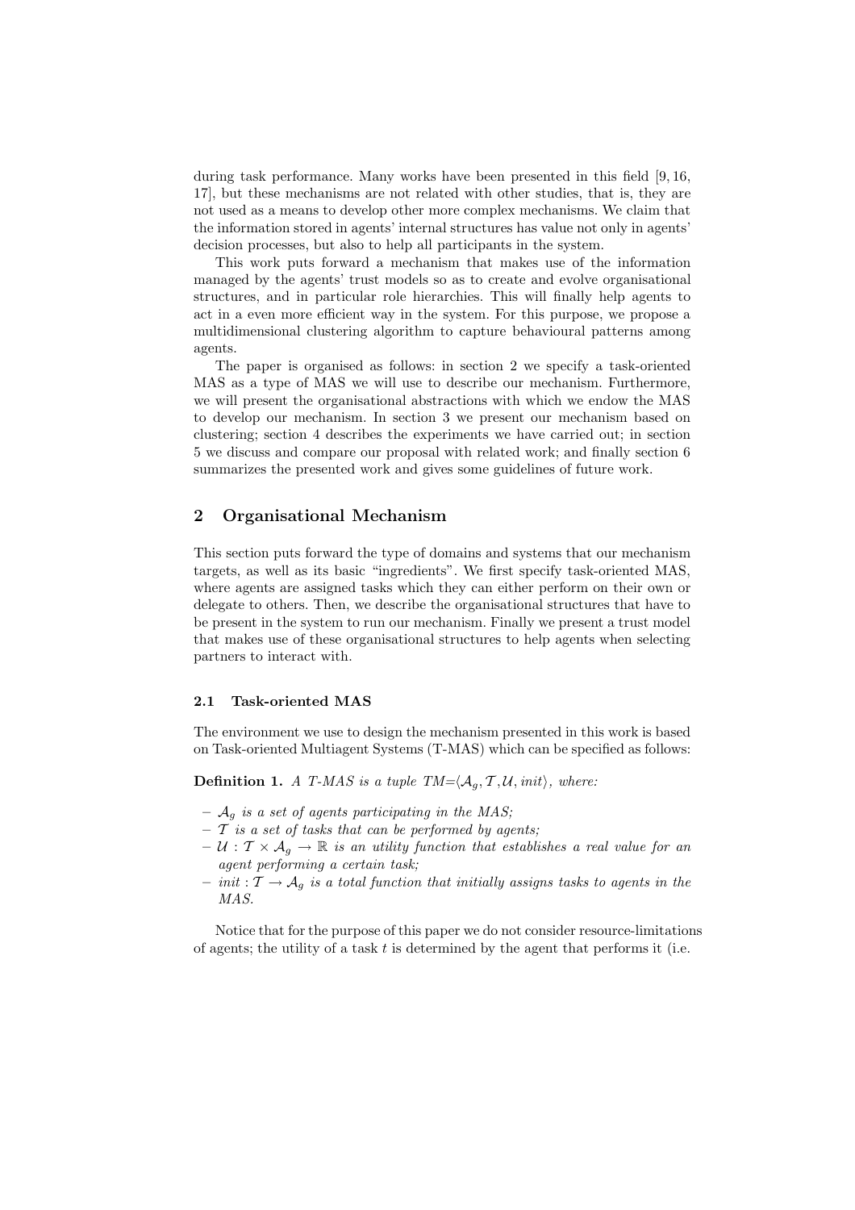during task performance. Many works have been presented in this field [9, 16, 17], but these mechanisms are not related with other studies, that is, they are not used as a means to develop other more complex mechanisms. We claim that the information stored in agents' internal structures has value not only in agents' decision processes, but also to help all participants in the system.

This work puts forward a mechanism that makes use of the information managed by the agents' trust models so as to create and evolve organisational structures, and in particular role hierarchies. This will finally help agents to act in a even more efficient way in the system. For this purpose, we propose a multidimensional clustering algorithm to capture behavioural patterns among agents.

The paper is organised as follows: in section 2 we specify a task-oriented MAS as a type of MAS we will use to describe our mechanism. Furthermore, we will present the organisational abstractions with which we endow the MAS to develop our mechanism. In section 3 we present our mechanism based on clustering; section 4 describes the experiments we have carried out; in section 5 we discuss and compare our proposal with related work; and finally section 6 summarizes the presented work and gives some guidelines of future work.

## 2 Organisational Mechanism

This section puts forward the type of domains and systems that our mechanism targets, as well as its basic "ingredients". We first specify task-oriented MAS, where agents are assigned tasks which they can either perform on their own or delegate to others. Then, we describe the organisational structures that have to be present in the system to run our mechanism. Finally we present a trust model that makes use of these organisational structures to help agents when selecting partners to interact with.

### 2.1 Task-oriented MAS

The environment we use to design the mechanism presented in this work is based on Task-oriented Multiagent Systems (T-MAS) which can be specified as follows:

**Definition 1.** *A T-MAS is a tuple* $TM = \langle \mathcal{A}_g, \mathcal{T}, \mathcal{U}, init \rangle$*, where:*

- $\mathcal{A}_g$ *is a set of agents participating in the MAS;*
- $\mathcal{T}$ *is a set of tasks that can be performed by agents;*
- $\mathcal{U} : \mathcal{T} \times \mathcal{A}_g \rightarrow \mathbb{R}$ *is an utility function that establishes a real value for an agent performing a certain task;*
- $init : \mathcal{T} \rightarrow \mathcal{A}_g$ *is a total function that initially assigns tasks to agents in the MAS.*

Notice that for the purpose of this paper we do not consider resource-limitations of agents; the utility of a task $t$ is determined by the agent that performs it (i.e.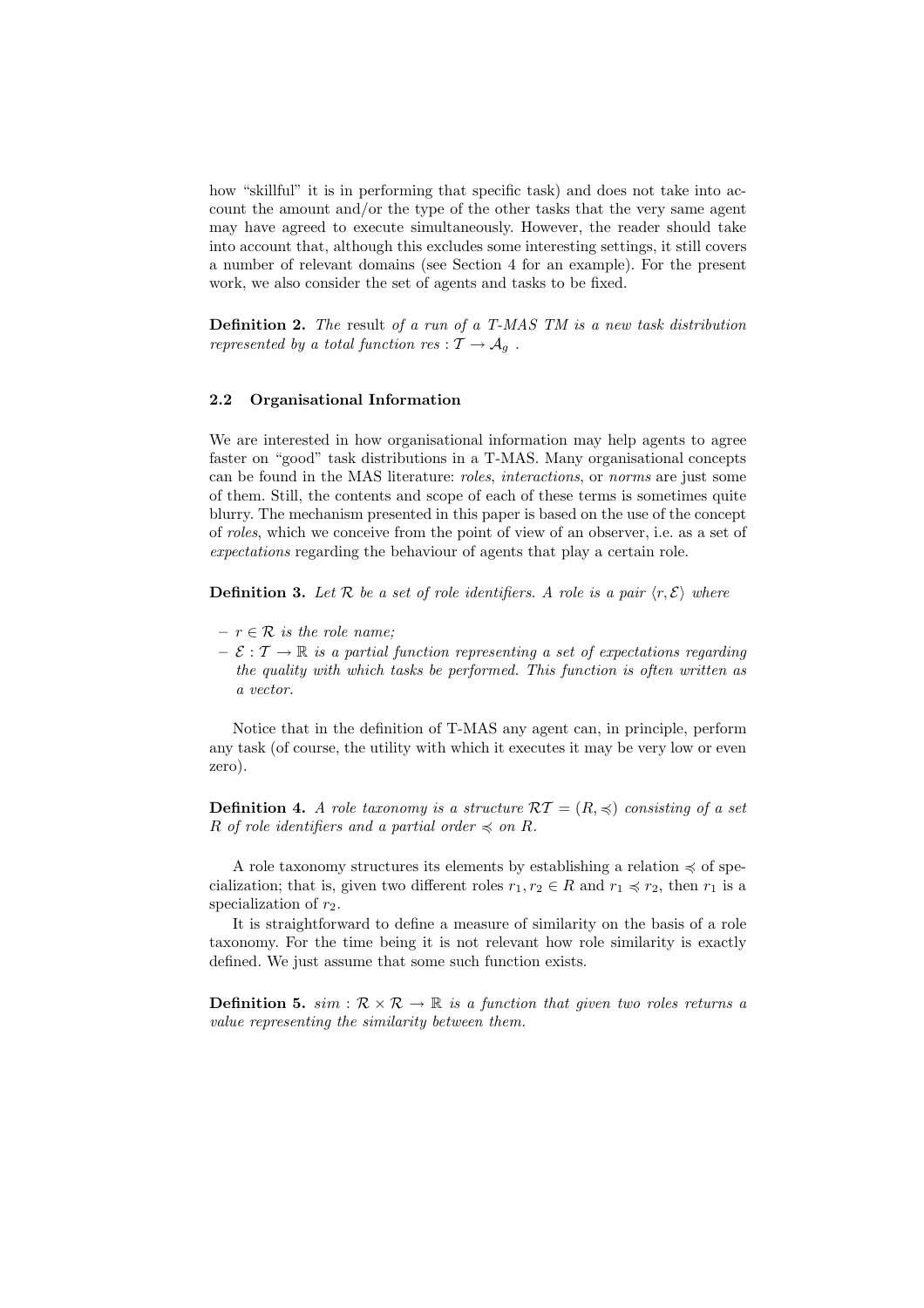how "skillful" it is in performing that specific task) and does not take into account the amount and/or the type of the other tasks that the very same agent may have agreed to execute simultaneously. However, the reader should take into account that, although this excludes some interesting settings, it still covers a number of relevant domains (see Section 4 for an example). For the present work, we also consider the set of agents and tasks to be fixed.

**Definition 2.** *The* result *of a run of a T-MAS TM is a new task distribution represented by a total function* $res : \mathcal{T} \rightarrow \mathcal{A}_g$ *.*

### 2.2 Organisational Information

We are interested in how organisational information may help agents to agree faster on "good" task distributions in a T-MAS. Many organisational concepts can be found in the MAS literature: *roles*, *interactions*, or *norms* are just some of them. Still, the contents and scope of each of these terms is sometimes quite blurry. The mechanism presented in this paper is based on the use of the concept of *roles*, which we conceive from the point of view of an observer, i.e. as a set of *expectations* regarding the behaviour of agents that play a certain role.

**Definition 3.** *Let* $\mathcal{R}$ *be a set of role identifiers. A role is a pair* $\langle r, \mathcal{E} \rangle$ *where*

- $r \in \mathcal{R}$ *is the role name;*
- $\mathcal{E} : \mathcal{T} \rightarrow \mathbb{R}$ *is a partial function representing a set of expectations regarding the quality with which tasks be performed. This function is often written as a vector.*

Notice that in the definition of T-MAS any agent can, in principle, perform any task (of course, the utility with which it executes it may be very low or even zero).

**Definition 4.** *A role taxonomy is a structure* $\mathcal{RT} = (R, \preccurlyeq)$ *consisting of a set* $R$ *of role identifiers and a partial order* $\preccurlyeq$ *on* $R$*.*

A role taxonomy structures its elements by establishing a relation $\preccurlyeq$ of specialization; that is, given two different roles $r_1, r_2 \in R$ and $r_1 \preccurlyeq r_2$, then $r_1$ is a specialization of $r_2$.

It is straightforward to define a measure of similarity on the basis of a role taxonomy. For the time being it is not relevant how role similarity is exactly defined. We just assume that some such function exists.

**Definition 5.** $sim : \mathcal{R} \times \mathcal{R} \rightarrow \mathbb{R}$ *is a function that given two roles returns a value representing the similarity between them.*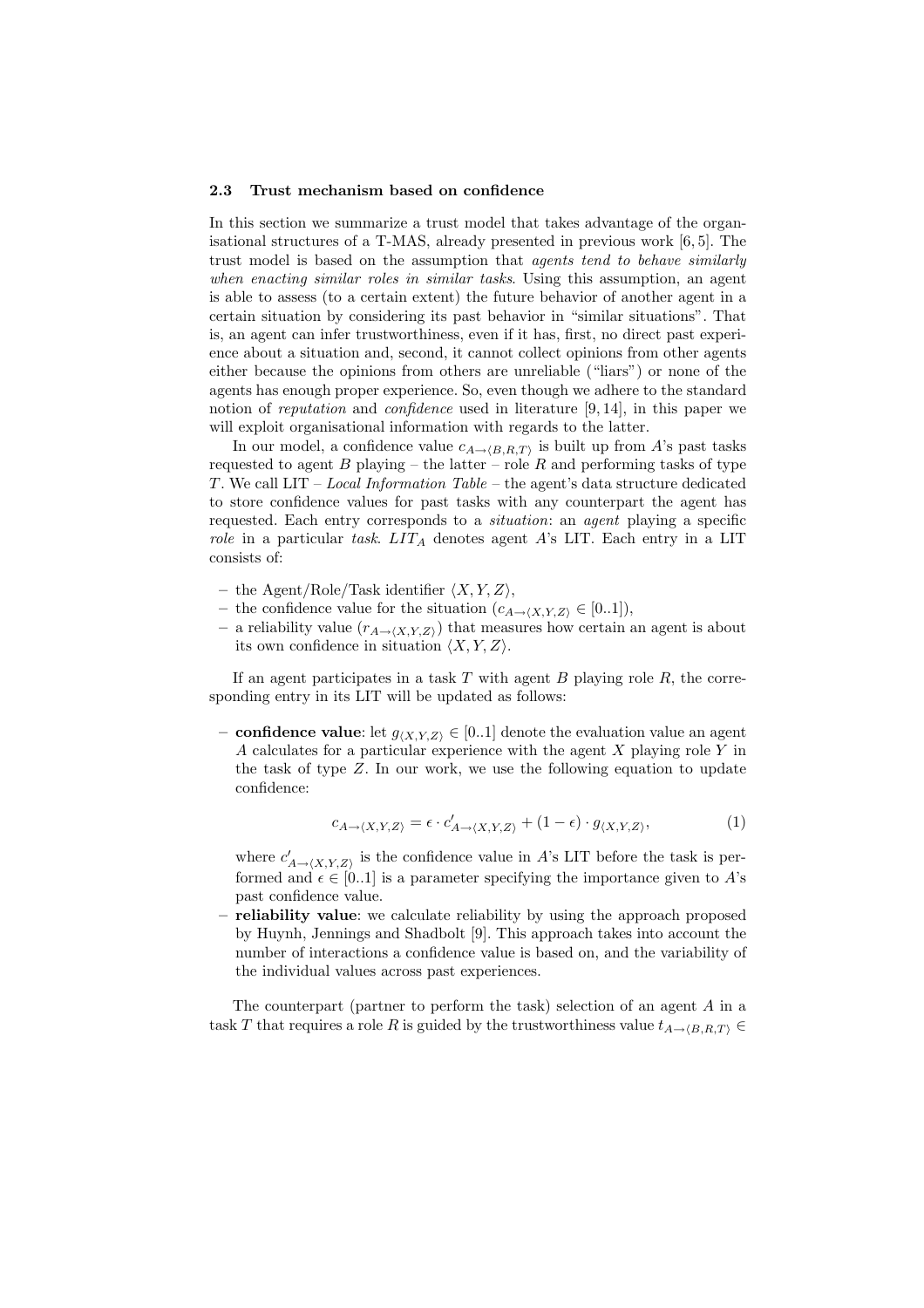### 2.3 Trust mechanism based on confidence

In this section we summarize a trust model that takes advantage of the organisational structures of a T-MAS, already presented in previous work [6, 5]. The trust model is based on the assumption that *agents tend to behave similarly when enacting similar roles in similar tasks*. Using this assumption, an agent is able to assess (to a certain extent) the future behavior of another agent in a certain situation by considering its past behavior in "similar situations". That is, an agent can infer trustworthiness, even if it has, first, no direct past experience about a situation and, second, it cannot collect opinions from other agents either because the opinions from others are unreliable ("liars") or none of the agents has enough proper experience. So, even though we adhere to the standard notion of *reputation* and *confidence* used in literature [9, 14], in this paper we will exploit organisational information with regards to the latter.

In our model, a confidence value $c_{A\rightarrow\langle B,R,T\rangle}$ is built up from $A$'s past tasks requested to agent $B$ playing – the latter – role $R$ and performing tasks of type $T$. We call LIT – *Local Information Table* – the agent's data structure dedicated to store confidence values for past tasks with any counterpart the agent has requested. Each entry corresponds to a *situation*: an *agent* playing a specific *role* in a particular *task*. $LIT_A$ denotes agent $A$'s LIT. Each entry in a LIT consists of:

- the Agent/Role/Task identifier $\langle X, Y, Z\rangle$,
- the confidence value for the situation ($c_{A\rightarrow\langle X,Y,Z\rangle} \in [0..1]$),
- a reliability value ($r_{A\rightarrow\langle X,Y,Z\rangle}$) that measures how certain an agent is about its own confidence in situation $\langle X, Y, Z\rangle$.

If an agent participates in a task $T$ with agent $B$ playing role $R$, the corresponding entry in its LIT will be updated as follows:

- **confidence value**: let $g_{\langle X,Y,Z\rangle} \in [0..1]$ denote the evaluation value an agent $A$ calculates for a particular experience with the agent $X$ playing role $Y$ in the task of type $Z$. In our work, we use the following equation to update confidence:

$$c_{A\rightarrow\langle X,Y,Z\rangle} = \epsilon \cdot c'_{A\rightarrow\langle X,Y,Z\rangle} + (1-\epsilon) \cdot g_{\langle X,Y,Z\rangle}, \tag{1}$$

  where $c'_{A\rightarrow\langle X,Y,Z\rangle}$ is the confidence value in $A$'s LIT before the task is performed and $\epsilon \in [0..1]$ is a parameter specifying the importance given to $A$'s past confidence value.
- **reliability value**: we calculate reliability by using the approach proposed by Huynh, Jennings and Shadbolt [9]. This approach takes into account the number of interactions a confidence value is based on, and the variability of the individual values across past experiences.

The counterpart (partner to perform the task) selection of an agent $A$ in a task $T$ that requires a role $R$ is guided by the trustworthiness value $t_{A\rightarrow\langle B,R,T\rangle} \in$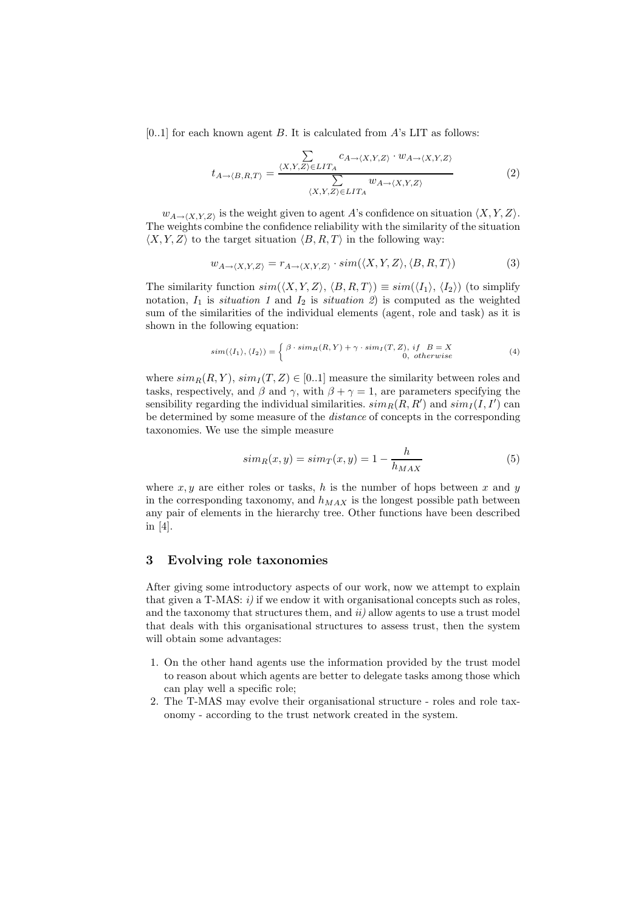[0..1] for each known agent $B$. It is calculated from $A$'s LIT as follows:

$$t_{A \to \langle B,R,T \rangle} = \frac{\sum\limits_{\langle X,Y,Z \rangle \in LIT_A} c_{A \to \langle X,Y,Z \rangle} \cdot w_{A \to \langle X,Y,Z \rangle}}{\sum\limits_{\langle X,Y,Z \rangle \in LIT_A} w_{A \to \langle X,Y,Z \rangle}} \tag{2}$$

$w_{A \to \langle X,Y,Z \rangle}$ is the weight given to agent $A$'s confidence on situation $\langle X, Y, Z \rangle$. The weights combine the confidence reliability with the similarity of the situation $\langle X, Y, Z \rangle$ to the target situation $\langle B, R, T \rangle$ in the following way:

$$w_{A \to \langle X,Y,Z \rangle} = r_{A \to \langle X,Y,Z \rangle} \cdot sim(\langle X, Y, Z \rangle, \langle B, R, T \rangle) \tag{3}$$

The similarity function $sim(\langle X, Y, Z \rangle, \langle B, R, T \rangle) \equiv sim(\langle I_1 \rangle, \langle I_2 \rangle)$ (to simplify notation, $I_1$ is *situation 1* and $I_2$ is *situation 2*) is computed as the weighted sum of the similarities of the individual elements (agent, role and task) as it is shown in the following equation:

$$sim(\langle I_1 \rangle, \langle I_2 \rangle) = \begin{cases} \beta \cdot sim_R(R, Y) + \gamma \cdot sim_I(T, Z), & if \;\; B = X \\ 0, & otherwise \end{cases} \tag{4}$$

where $sim_R(R, Y)$, $sim_I(T, Z) \in [0..1]$ measure the similarity between roles and tasks, respectively, and $\beta$ and $\gamma$, with $\beta + \gamma = 1$, are parameters specifying the sensibility regarding the individual similarities. $sim_R(R, R')$ and $sim_I(I, I')$ can be determined by some measure of the *distance* of concepts in the corresponding taxonomies. We use the simple measure

$$sim_R(x, y) = sim_T(x, y) = 1 - \frac{h}{h_{MAX}} \tag{5}$$

where $x, y$ are either roles or tasks, $h$ is the number of hops between $x$ and $y$ in the corresponding taxonomy, and $h_{MAX}$ is the longest possible path between any pair of elements in the hierarchy tree. Other functions have been described in [4].

## 3 Evolving role taxonomies

After giving some introductory aspects of our work, now we attempt to explain that given a T-MAS: *i)* if we endow it with organisational concepts such as roles, and the taxonomy that structures them, and *ii)* allow agents to use a trust model that deals with this organisational structures to assess trust, then the system will obtain some advantages:

1. On the other hand agents use the information provided by the trust model to reason about which agents are better to delegate tasks among those which can play well a specific role;
2. The T-MAS may evolve their organisational structure - roles and role taxonomy - according to the trust network created in the system.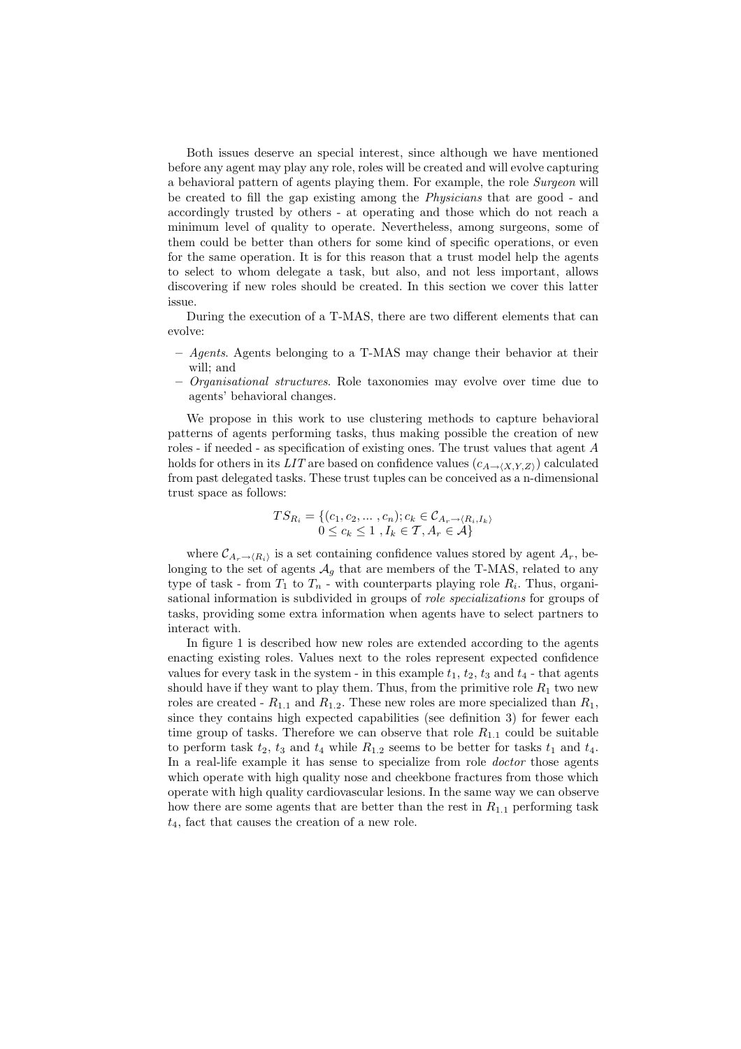Both issues deserve an special interest, since although we have mentioned before any agent may play any role, roles will be created and will evolve capturing a behavioral pattern of agents playing them. For example, the role *Surgeon* will be created to fill the gap existing among the *Physicians* that are good - and accordingly trusted by others - at operating and those which do not reach a minimum level of quality to operate. Nevertheless, among surgeons, some of them could be better than others for some kind of specific operations, or even for the same operation. It is for this reason that a trust model help the agents to select to whom delegate a task, but also, and not less important, allows discovering if new roles should be created. In this section we cover this latter issue.

During the execution of a T-MAS, there are two different elements that can evolve:

- *Agents*. Agents belonging to a T-MAS may change their behavior at their will; and
- *Organisational structures*. Role taxonomies may evolve over time due to agents' behavioral changes.

We propose in this work to use clustering methods to capture behavioral patterns of agents performing tasks, thus making possible the creation of new roles - if needed - as specification of existing ones. The trust values that agent $A$ holds for others in its $LIT$ are based on confidence values ($c_{A \to \langle X,Y,Z \rangle}$) calculated from past delegated tasks. These trust tuples can be conceived as a n-dimensional trust space as follows:

$$TS_{R_i} = \{(c_1, c_2, \ldots, c_n); c_k \in \mathcal{C}_{A_r \to \langle R_i, I_k \rangle} \\ 0 \leq c_k \leq 1 \,, I_k \in \mathcal{T}, A_r \in \mathcal{A}\}$$

where $\mathcal{C}_{A_r \to \langle R_i \rangle}$ is a set containing confidence values stored by agent $A_r$, belonging to the set of agents $\mathcal{A}_g$ that are members of the T-MAS, related to any type of task - from $T_1$ to $T_n$ - with counterparts playing role $R_i$. Thus, organisational information is subdivided in groups of *role specializations* for groups of tasks, providing some extra information when agents have to select partners to interact with.

In figure 1 is described how new roles are extended according to the agents enacting existing roles. Values next to the roles represent expected confidence values for every task in the system - in this example $t_1$, $t_2$, $t_3$ and $t_4$ - that agents should have if they want to play them. Thus, from the primitive role $R_1$ two new roles are created - $R_{1.1}$ and $R_{1.2}$. These new roles are more specialized than $R_1$, since they contains high expected capabilities (see definition 3) for fewer each time group of tasks. Therefore we can observe that role $R_{1.1}$ could be suitable to perform task $t_2$, $t_3$ and $t_4$ while $R_{1.2}$ seems to be better for tasks $t_1$ and $t_4$. In a real-life example it has sense to specialize from role *doctor* those agents which operate with high quality nose and cheekbone fractures from those which operate with high quality cardiovascular lesions. In the same way we can observe how there are some agents that are better than the rest in $R_{1.1}$ performing task $t_4$, fact that causes the creation of a new role.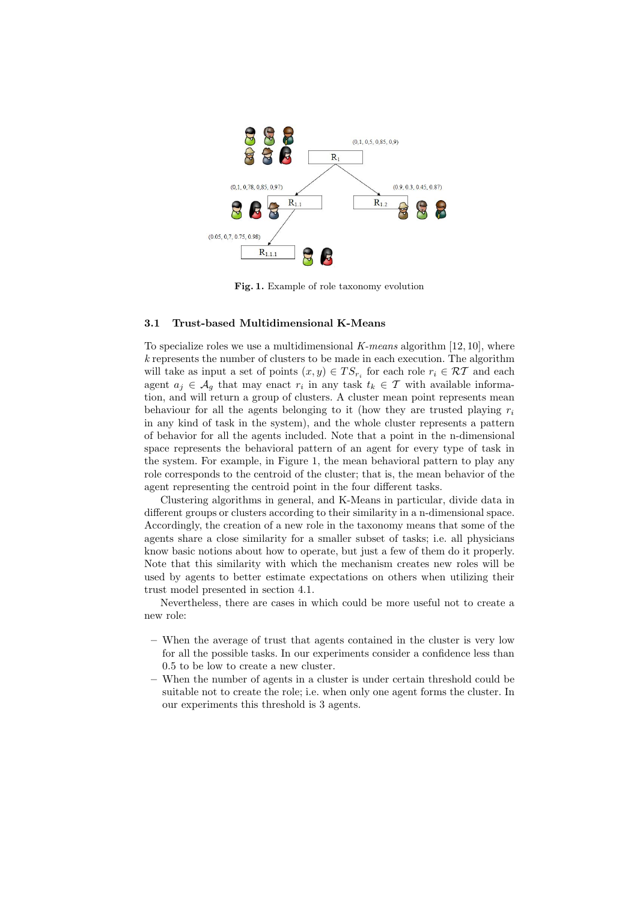**Fig. 1.** Example of role taxonomy evolution

### 3.1 Trust-based Multidimensional K-Means

To specialize roles we use a multidimensional *K-means* algorithm [12, 10], where $k$ represents the number of clusters to be made in each execution. The algorithm will take as input a set of points $(x, y) \in TS_{r_i}$ for each role $r_i \in \mathcal{RT}$ and each agent $a_j \in \mathcal{A}_g$ that may enact $r_i$ in any task $t_k \in \mathcal{T}$ with available information, and will return a group of clusters. A cluster mean point represents mean behaviour for all the agents belonging to it (how they are trusted playing $r_i$ in any kind of task in the system), and the whole cluster represents a pattern of behavior for all the agents included. Note that a point in the n-dimensional space represents the behavioral pattern of an agent for every type of task in the system. For example, in Figure 1, the mean behavioral pattern to play any role corresponds to the centroid of the cluster; that is, the mean behavior of the agent representing the centroid point in the four different tasks.

Clustering algorithms in general, and K-Means in particular, divide data in different groups or clusters according to their similarity in a n-dimensional space. Accordingly, the creation of a new role in the taxonomy means that some of the agents share a close similarity for a smaller subset of tasks; i.e. all physicians know basic notions about how to operate, but just a few of them do it properly. Note that this similarity with which the mechanism creates new roles will be used by agents to better estimate expectations on others when utilizing their trust model presented in section 4.1.

Nevertheless, there are cases in which could be more useful not to create a new role:

- When the average of trust that agents contained in the cluster is very low for all the possible tasks. In our experiments consider a confidence less than 0.5 to be low to create a new cluster.
- When the number of agents in a cluster is under certain threshold could be suitable not to create the role; i.e. when only one agent forms the cluster. In our experiments this threshold is 3 agents.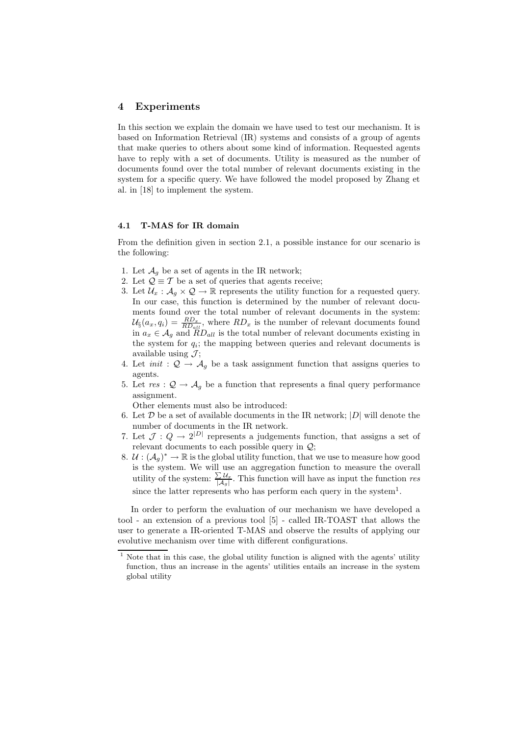## 4 Experiments

In this section we explain the domain we have used to test our mechanism. It is based on Information Retrieval (IR) systems and consists of a group of agents that make queries to others about some kind of information. Requested agents have to reply with a set of documents. Utility is measured as the number of documents found over the total number of relevant documents existing in the system for a specific query. We have followed the model proposed by Zhang et al. in [18] to implement the system.

### 4.1 T-MAS for IR domain

From the definition given in section 2.1, a possible instance for our scenario is the following:

1. Let $\mathcal{A}_g$ be a set of agents in the IR network;
2. Let $\mathcal{Q} \equiv \mathcal{T}$ be a set of queries that agents receive;
3. Let $\mathcal{U}_x : \mathcal{A}_g \times \mathcal{Q} \rightarrow \mathbb{R}$ represents the utility function for a requested query. In our case, this function is determined by the number of relevant documents found over the total number of relevant documents in the system: $\mathcal{U}_{\S}(a_x, q_i) = \frac{RD_x}{RD_{all}}$, where $RD_x$ is the number of relevant documents found in $a_x \in \mathcal{A}_g$ and $RD_{all}$ is the total number of relevant documents existing in the system for $q_i$; the mapping between queries and relevant documents is available using $\mathcal{J}$;
4. Let $init : \mathcal{Q} \rightarrow \mathcal{A}_g$ be a task assignment function that assigns queries to agents.
5. Let $res : \mathcal{Q} \rightarrow \mathcal{A}_g$ be a function that represents a final query performance assignment.
   Other elements must also be introduced:
6. Let $\mathcal{D}$ be a set of available documents in the IR network; $|D|$ will denote the number of documents in the IR network.
7. Let $\mathcal{J} : Q \rightarrow 2^{|D|}$ represents a judgements function, that assigns a set of relevant documents to each possible query in $\mathcal{Q}$;
8. $\mathcal{U} : (\mathcal{A}_g)^* \rightarrow \mathbb{R}$ is the global utility function, that we use to measure how good is the system. We will use an aggregation function to measure the overall utility of the system: $\frac{\sum \mathcal{U}_x}{|\mathcal{A}_g|}$. This function will have as input the function $res$ since the latter represents who has perform each query in the system[1].

In order to perform the evaluation of our mechanism we have developed a tool - an extension of a previous tool [5] - called IR-TOAST that allows the user to generate a IR-oriented T-MAS and observe the results of applying our evolutive mechanism over time with different configurations.

[1] Note that in this case, the global utility function is aligned with the agents' utility function, thus an increase in the agents' utilities entails an increase in the system global utility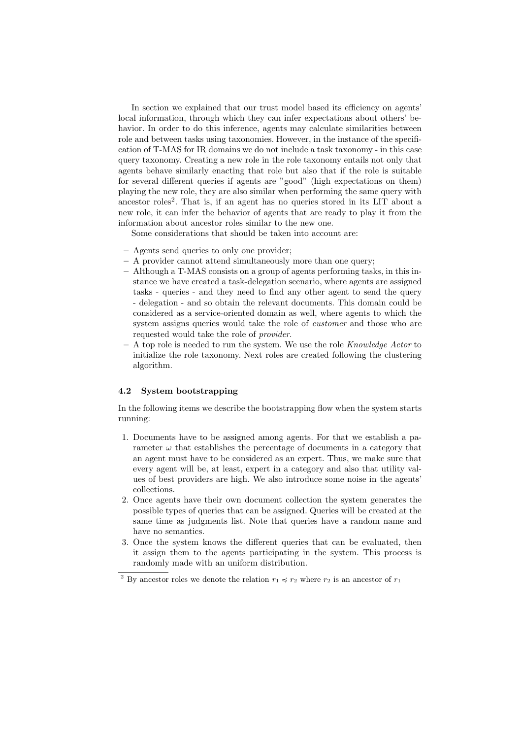In section we explained that our trust model based its efficiency on agents' local information, through which they can infer expectations about others' behavior. In order to do this inference, agents may calculate similarities between role and between tasks using taxonomies. However, in the instance of the specification of T-MAS for IR domains we do not include a task taxonomy - in this case query taxonomy. Creating a new role in the role taxonomy entails not only that agents behave similarly enacting that role but also that if the role is suitable for several different queries if agents are "good" (high expectations on them) playing the new role, they are also similar when performing the same query with ancestor roles[2]. That is, if an agent has no queries stored in its LIT about a new role, it can infer the behavior of agents that are ready to play it from the information about ancestor roles similar to the new one.

Some considerations that should be taken into account are:

- Agents send queries to only one provider;
- A provider cannot attend simultaneously more than one query;
- Although a T-MAS consists on a group of agents performing tasks, in this instance we have created a task-delegation scenario, where agents are assigned tasks - queries - and they need to find any other agent to send the query - delegation - and so obtain the relevant documents. This domain could be considered as a service-oriented domain as well, where agents to which the system assigns queries would take the role of *customer* and those who are requested would take the role of *provider*.
- A top role is needed to run the system. We use the role *Knowledge Actor* to initialize the role taxonomy. Next roles are created following the clustering algorithm.

### 4.2 System bootstrapping

In the following items we describe the bootstrapping flow when the system starts running:

1. Documents have to be assigned among agents. For that we establish a parameter $\omega$ that establishes the percentage of documents in a category that an agent must have to be considered as an expert. Thus, we make sure that every agent will be, at least, expert in a category and also that utility values of best providers are high. We also introduce some noise in the agents' collections.
2. Once agents have their own document collection the system generates the possible types of queries that can be assigned. Queries will be created at the same time as judgments list. Note that queries have a random name and have no semantics.
3. Once the system knows the different queries that can be evaluated, then it assign them to the agents participating in the system. This process is randomly made with an uniform distribution.

[2] By ancestor roles we denote the relation $r_1 \preccurlyeq r_2$ where $r_2$ is an ancestor of $r_1$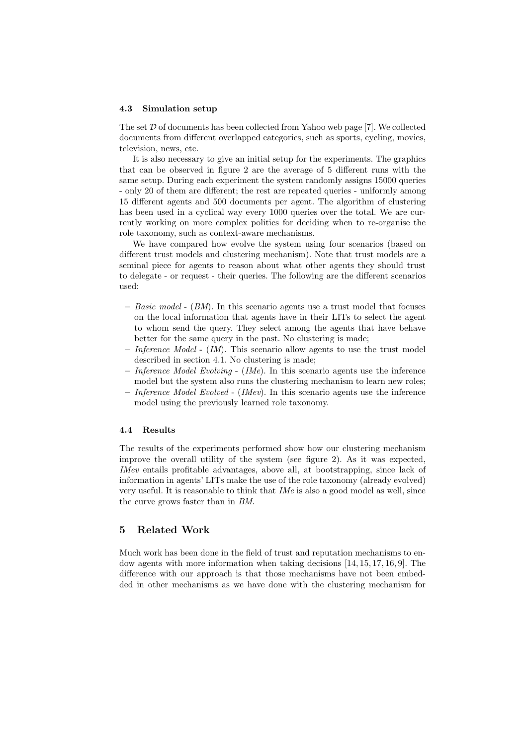### 4.3 Simulation setup

The set $\mathcal{D}$ of documents has been collected from Yahoo web page [7]. We collected documents from different overlapped categories, such as sports, cycling, movies, television, news, etc.

It is also necessary to give an initial setup for the experiments. The graphics that can be observed in figure 2 are the average of 5 different runs with the same setup. During each experiment the system randomly assigns 15000 queries - only 20 of them are different; the rest are repeated queries - uniformly among 15 different agents and 500 documents per agent. The algorithm of clustering has been used in a cyclical way every 1000 queries over the total. We are currently working on more complex politics for deciding when to re-organise the role taxonomy, such as context-aware mechanisms.

We have compared how evolve the system using four scenarios (based on different trust models and clustering mechanism). Note that trust models are a seminal piece for agents to reason about what other agents they should trust to delegate - or request - their queries. The following are the different scenarios used:

- *Basic model* - (*BM*). In this scenario agents use a trust model that focuses on the local information that agents have in their LITs to select the agent to whom send the query. They select among the agents that have behave better for the same query in the past. No clustering is made;
- *Inference Model* - (*IM*). This scenario allow agents to use the trust model described in section 4.1. No clustering is made;
- *Inference Model Evolving* - (*IMe*). In this scenario agents use the inference model but the system also runs the clustering mechanism to learn new roles;
- *Inference Model Evolved* - (*IMev*). In this scenario agents use the inference model using the previously learned role taxonomy.

### 4.4 Results

The results of the experiments performed show how our clustering mechanism improve the overall utility of the system (see figure 2). As it was expected, *IMev* entails profitable advantages, above all, at bootstrapping, since lack of information in agents' LITs make the use of the role taxonomy (already evolved) very useful. It is reasonable to think that *IMe* is also a good model as well, since the curve grows faster than in *BM*.

## 5 Related Work

Much work has been done in the field of trust and reputation mechanisms to endow agents with more information when taking decisions [14, 15, 17, 16, 9]. The difference with our approach is that those mechanisms have not been embedded in other mechanisms as we have done with the clustering mechanism for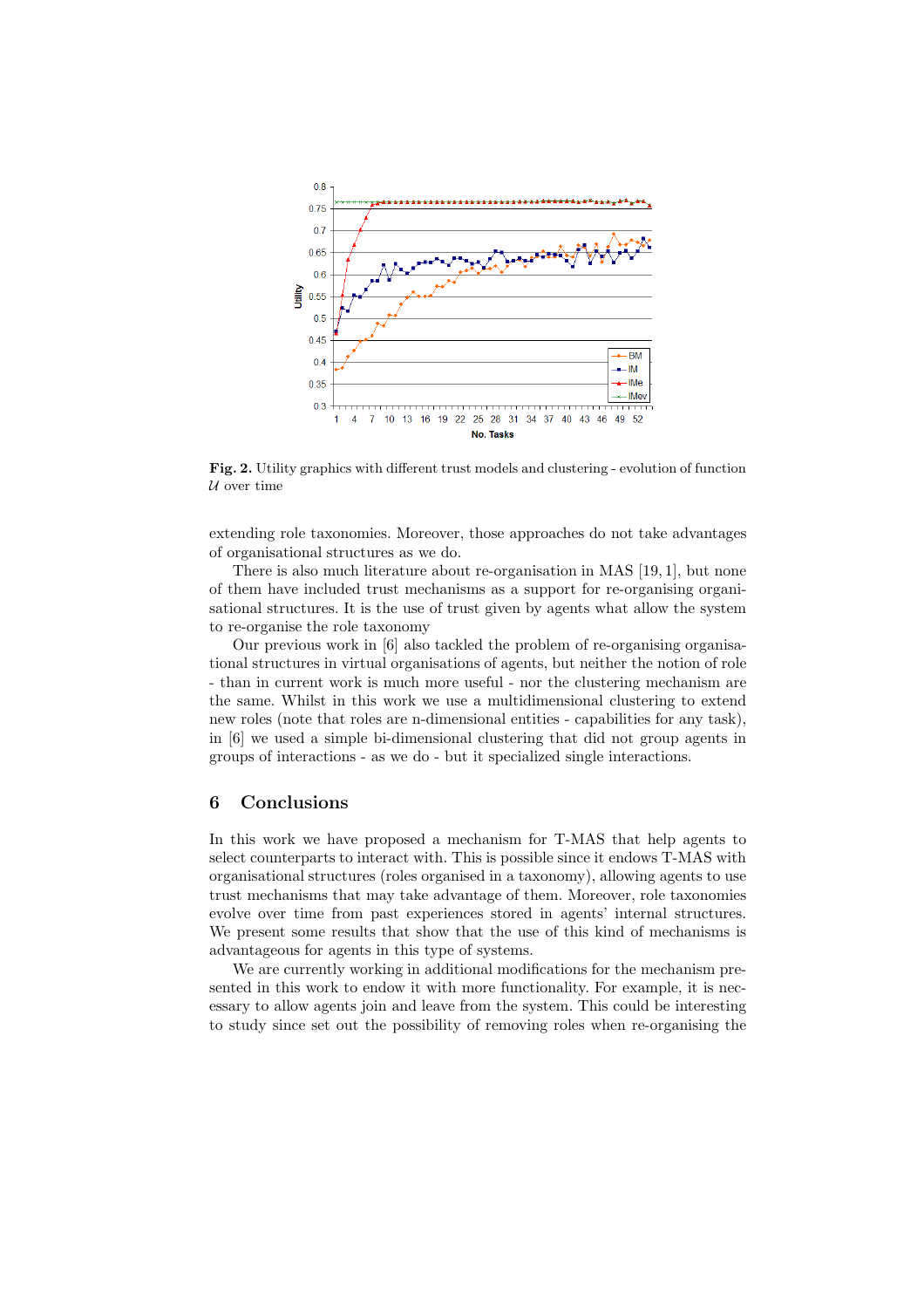**Fig. 2.** Utility graphics with different trust models and clustering - evolution of function $\mathcal{U}$ over time

extending role taxonomies. Moreover, those approaches do not take advantages of organisational structures as we do.

There is also much literature about re-organisation in MAS [19, 1], but none of them have included trust mechanisms as a support for re-organising organisational structures. It is the use of trust given by agents what allow the system to re-organise the role taxonomy

Our previous work in [6] also tackled the problem of re-organising organisational structures in virtual organisations of agents, but neither the notion of role - than in current work is much more useful - nor the clustering mechanism are the same. Whilst in this work we use a multidimensional clustering to extend new roles (note that roles are n-dimensional entities - capabilities for any task), in [6] we used a simple bi-dimensional clustering that did not group agents in groups of interactions - as we do - but it specialized single interactions.

## 6 Conclusions

In this work we have proposed a mechanism for T-MAS that help agents to select counterparts to interact with. This is possible since it endows T-MAS with organisational structures (roles organised in a taxonomy), allowing agents to use trust mechanisms that may take advantage of them. Moreover, role taxonomies evolve over time from past experiences stored in agents' internal structures. We present some results that show that the use of this kind of mechanisms is advantageous for agents in this type of systems.

We are currently working in additional modifications for the mechanism presented in this work to endow it with more functionality. For example, it is necessary to allow agents join and leave from the system. This could be interesting to study since set out the possibility of removing roles when re-organising the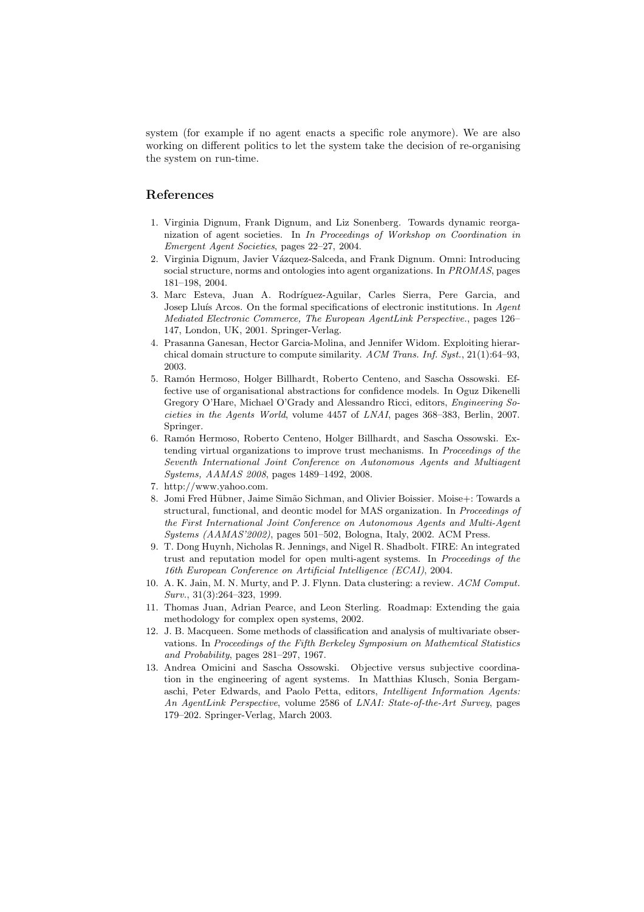system (for example if no agent enacts a specific role anymore). We are also working on different politics to let the system take the decision of re-organising the system on run-time.

## References

1. Virginia Dignum, Frank Dignum, and Liz Sonenberg. Towards dynamic reorganization of agent societies. In *In Proceedings of Workshop on Coordination in Emergent Agent Societies*, pages 22–27, 2004.
2. Virginia Dignum, Javier Vázquez-Salceda, and Frank Dignum. Omni: Introducing social structure, norms and ontologies into agent organizations. In *PROMAS*, pages 181–198, 2004.
3. Marc Esteva, Juan A. Rodríguez-Aguilar, Carles Sierra, Pere Garcia, and Josep Lluís Arcos. On the formal specifications of electronic institutions. In *Agent Mediated Electronic Commerce, The European AgentLink Perspective.*, pages 126–147, London, UK, 2001. Springer-Verlag.
4. Prasanna Ganesan, Hector Garcia-Molina, and Jennifer Widom. Exploiting hierarchical domain structure to compute similarity. *ACM Trans. Inf. Syst.*, 21(1):64–93, 2003.
5. Ramón Hermoso, Holger Billhardt, Roberto Centeno, and Sascha Ossowski. Effective use of organisational abstractions for confidence models. In Oguz Dikenelli Gregory O'Hare, Michael O'Grady and Alessandro Ricci, editors, *Engineering Societies in the Agents World*, volume 4457 of *LNAI*, pages 368–383, Berlin, 2007. Springer.
6. Ramón Hermoso, Roberto Centeno, Holger Billhardt, and Sascha Ossowski. Extending virtual organizations to improve trust mechanisms. In *Proceedings of the Seventh International Joint Conference on Autonomous Agents and Multiagent Systems, AAMAS 2008*, pages 1489–1492, 2008.
7. http://www.yahoo.com.
8. Jomi Fred Hübner, Jaime Simão Sichman, and Olivier Boissier. Moise+: Towards a structural, functional, and deontic model for MAS organization. In *Proceedings of the First International Joint Conference on Autonomous Agents and Multi-Agent Systems (AAMAS'2002)*, pages 501–502, Bologna, Italy, 2002. ACM Press.
9. T. Dong Huynh, Nicholas R. Jennings, and Nigel R. Shadbolt. FIRE: An integrated trust and reputation model for open multi-agent systems. In *Proceedings of the 16th European Conference on Artificial Intelligence (ECAI)*, 2004.
10. A. K. Jain, M. N. Murty, and P. J. Flynn. Data clustering: a review. *ACM Comput. Surv.*, 31(3):264–323, 1999.
11. Thomas Juan, Adrian Pearce, and Leon Sterling. Roadmap: Extending the gaia methodology for complex open systems, 2002.
12. J. B. Macqueen. Some methods of classification and analysis of multivariate observations. In *Proceedings of the Fifth Berkeley Symposium on Mathemtical Statistics and Probability*, pages 281–297, 1967.
13. Andrea Omicini and Sascha Ossowski. Objective versus subjective coordination in the engineering of agent systems. In Matthias Klusch, Sonia Bergamaschi, Peter Edwards, and Paolo Petta, editors, *Intelligent Information Agents: An AgentLink Perspective*, volume 2586 of *LNAI: State-of-the-Art Survey*, pages 179–202. Springer-Verlag, March 2003.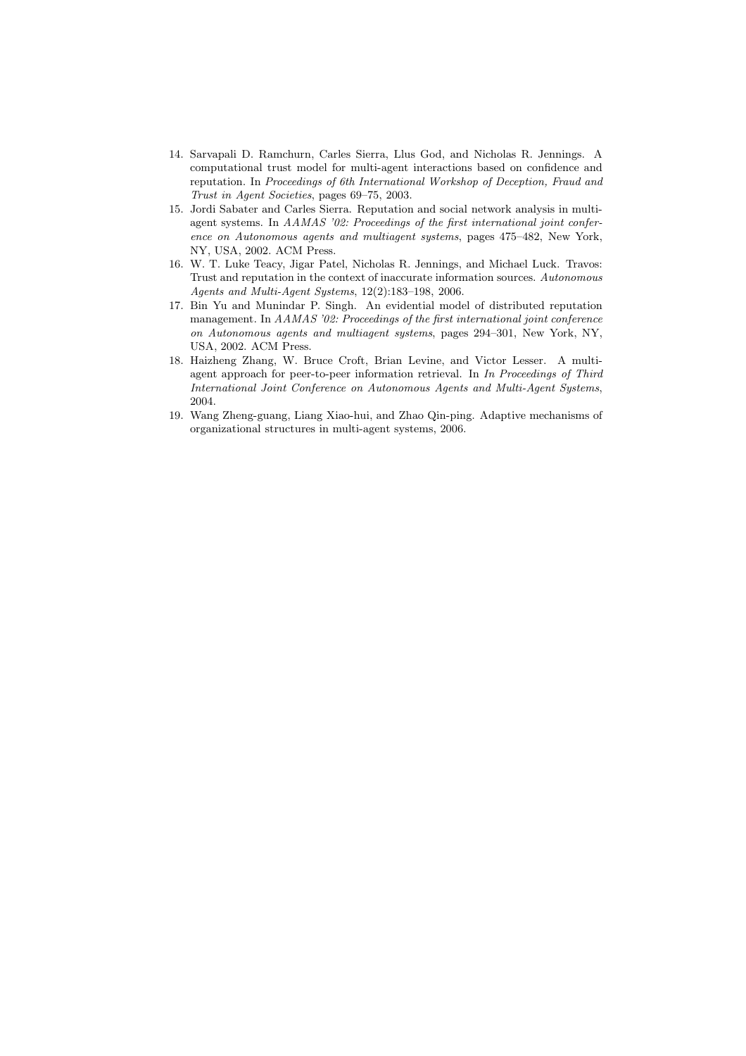14. Sarvapali D. Ramchurn, Carles Sierra, Llus God, and Nicholas R. Jennings. A computational trust model for multi-agent interactions based on confidence and reputation. In *Proceedings of 6th International Workshop of Deception, Fraud and Trust in Agent Societies*, pages 69–75, 2003.
15. Jordi Sabater and Carles Sierra. Reputation and social network analysis in multi-agent systems. In *AAMAS '02: Proceedings of the first international joint conference on Autonomous agents and multiagent systems*, pages 475–482, New York, NY, USA, 2002. ACM Press.
16. W. T. Luke Teacy, Jigar Patel, Nicholas R. Jennings, and Michael Luck. Travos: Trust and reputation in the context of inaccurate information sources. *Autonomous Agents and Multi-Agent Systems*, 12(2):183–198, 2006.
17. Bin Yu and Munindar P. Singh. An evidential model of distributed reputation management. In *AAMAS '02: Proceedings of the first international joint conference on Autonomous agents and multiagent systems*, pages 294–301, New York, NY, USA, 2002. ACM Press.
18. Haizheng Zhang, W. Bruce Croft, Brian Levine, and Victor Lesser. A multi-agent approach for peer-to-peer information retrieval. In *In Proceedings of Third International Joint Conference on Autonomous Agents and Multi-Agent Systems*, 2004.
19. Wang Zheng-guang, Liang Xiao-hui, and Zhao Qin-ping. Adaptive mechanisms of organizational structures in multi-agent systems, 2006.